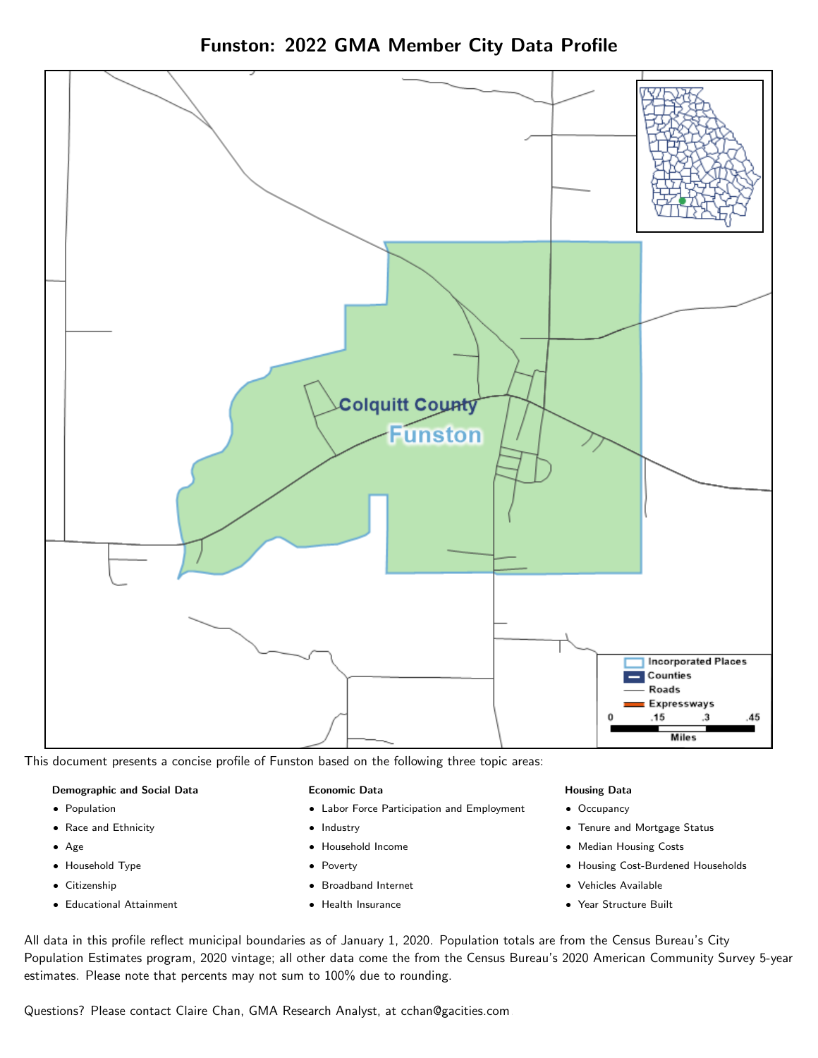# Funston: 2022 GMA Member City Data Profile

This document presents a concise profile of Funston based on the following three topic areas:

**Demographic and Social Data**

- Population
- Race and Ethnicity
- Age
- Household Type
- Citizenship
- Educational Attainment

**Economic Data**

- Labor Force Participation and Employment
- Industry
- Household Income
- Poverty
- Broadband Internet
- Health Insurance

**Housing Data**

- Occupancy
- Tenure and Mortgage Status
- Median Housing Costs
- Housing Cost-Burdened Households
- Vehicles Available
- Year Structure Built

All data in this profile reflect municipal boundaries as of January 1, 2020. Population totals are from the Census Bureau's City Population Estimates program, 2020 vintage; all other data come the from the Census Bureau's 2020 American Community Survey 5-year estimates. Please note that percents may not sum to 100% due to rounding.

Questions? Please contact Claire Chan, GMA Research Analyst, at cchan@gacities.com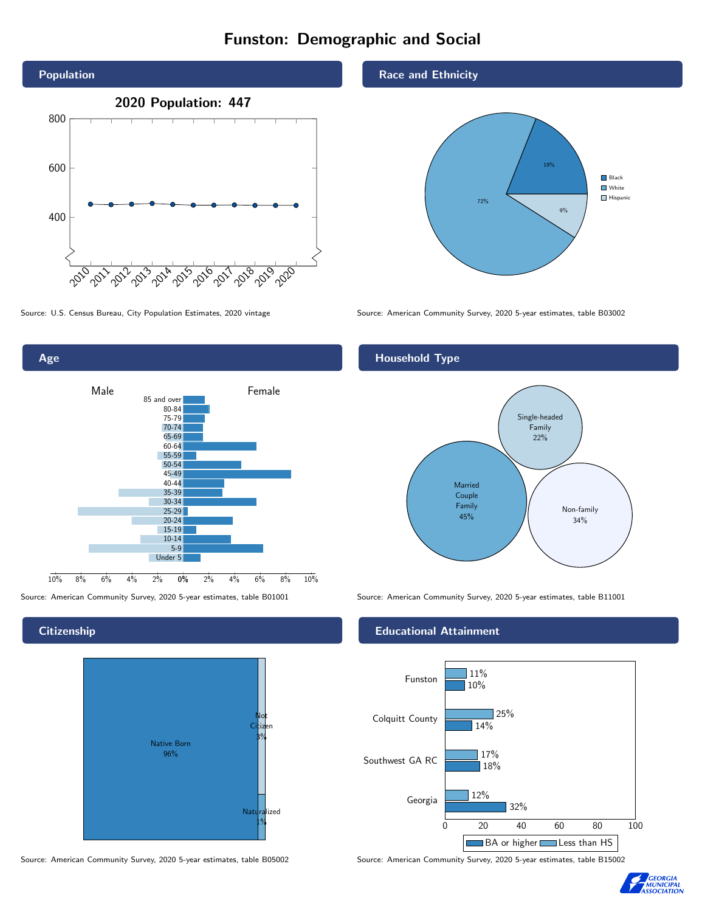# Funston: Demographic and Social

## Population

2020 Population: 447

Source: U.S. Census Bureau, City Population Estimates, 2020 vintage

## Race and Ethnicity

| Group | Percent |
|---|---|
| Black | 19% |
| White | 72% |
| Hispanic | 9% |

Source: American Community Survey, 2020 5-year estimates, table B03002

## Age

Male | Female

Source: American Community Survey, 2020 5-year estimates, table B01001

## Household Type

| Type | Percent |
|---|---|
| Married Couple Family | 45% |
| Single-headed Family | 22% |
| Non-family | 34% |

Source: American Community Survey, 2020 5-year estimates, table B11001

## Citizenship

| Status | Percent |
|---|---|
| Native Born | 96% |
| Not Citizen | 3% |
| Naturalized | 1% |

Source: American Community Survey, 2020 5-year estimates, table B05002

## Educational Attainment

| Area | Less than HS | BA or higher |
|---|---|---|
| Funston | 11% | 10% |
| Colquitt County | 25% | 14% |
| Southwest GA RC | 17% | 18% |
| Georgia | 12% | 32% |

Source: American Community Survey, 2020 5-year estimates, table B15002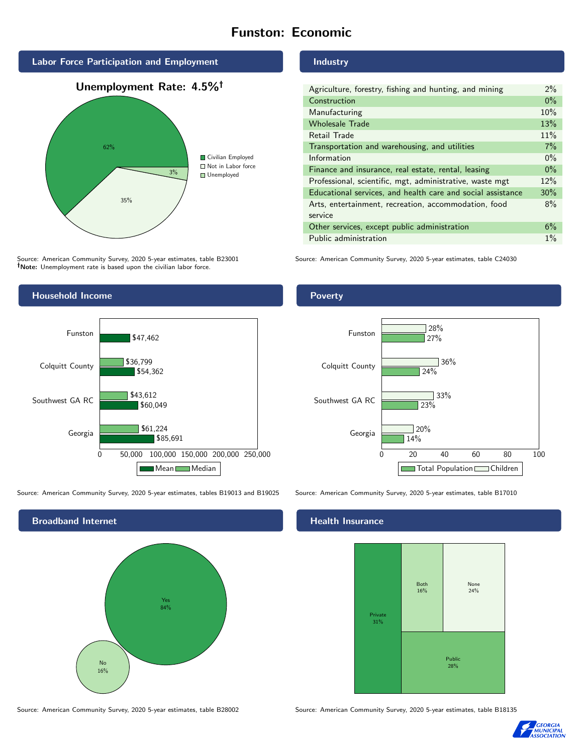# Funston: Economic

## Labor Force Participation and Employment

**Unemployment Rate: 4.5%†**

| Category | Percent |
|---|---|
| Civilian Employed | 62% |
| Not in Labor force | 35% |
| Unemployed | 3% |

Source: American Community Survey, 2020 5-year estimates, table B23001
**†Note:** Unemployment rate is based upon the civilian labor force.

## Industry

| Industry | Percent |
|---|---|
| Agriculture, forestry, fishing and hunting, and mining | 2% |
| Construction | 0% |
| Manufacturing | 10% |
| Wholesale Trade | 13% |
| Retail Trade | 11% |
| Transportation and warehousing, and utilities | 7% |
| Information | 0% |
| Finance and insurance, real estate, rental, leasing | 0% |
| Professional, scientific, mgt, administrative, waste mgt | 12% |
| Educational services, and health care and social assistance | 30% |
| Arts, entertainment, recreation, accommodation, food service | 8% |
| Other services, except public administration | 6% |
| Public administration | 1% |

Source: American Community Survey, 2020 5-year estimates, table C24030

## Household Income

| | Median | Mean |
|---|---|---|
| Funston | | $47,462 |
| Colquitt County | $36,799 | $54,362 |
| Southwest GA RC | $43,612 | $60,049 |
| Georgia | $61,224 | $85,691 |

Source: American Community Survey, 2020 5-year estimates, tables B19013 and B19025

## Poverty

| | Children | Total Population |
|---|---|---|
| Funston | 28% | 27% |
| Colquitt County | 36% | 24% |
| Southwest GA RC | 33% | 23% |
| Georgia | 20% | 14% |

Source: American Community Survey, 2020 5-year estimates, table B17010

## Broadband Internet

| | Percent |
|---|---|
| Yes | 84% |
| No | 16% |

Source: American Community Survey, 2020 5-year estimates, table B28002

## Health Insurance

| | Percent |
|---|---|
| Private | 31% |
| Both | 16% |
| None | 24% |
| Public | 28% |

Source: American Community Survey, 2020 5-year estimates, table B18135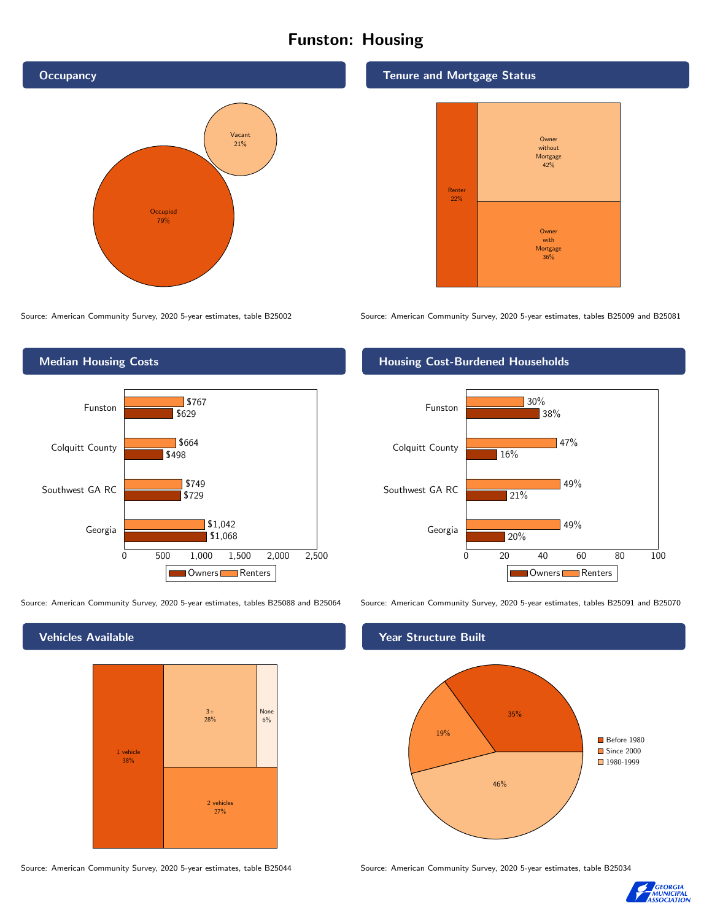# Funston: Housing

## Occupancy

Vacant
21%

Occupied
79%

Source: American Community Survey, 2020 5-year estimates, table B25002

## Tenure and Mortgage Status

Renter
22%

Owner
without
Mortgage
42%

Owner
with
Mortgage
36%

Source: American Community Survey, 2020 5-year estimates, tables B25009 and B25081

## Median Housing Costs

Funston
$767
$629

Colquitt County
$664
$498

Southwest GA RC
$749
$729

Georgia
$1,042
$1,068

0 500 1,000 1,500 2,000 2,500

Owners Renters

Source: American Community Survey, 2020 5-year estimates, tables B25088 and B25064

## Housing Cost-Burdened Households

Funston
30%
38%

Colquitt County
47%
16%

Southwest GA RC
49%
21%

Georgia
49%
20%

0 20 40 60 80 100

Owners Renters

Source: American Community Survey, 2020 5-year estimates, tables B25091 and B25070

## Vehicles Available

1 vehicle
38%

3+
28%

None
6%

2 vehicles
27%

Source: American Community Survey, 2020 5-year estimates, table B25044

## Year Structure Built

35%

19%

46%

Before 1980
Since 2000
1980-1999

Source: American Community Survey, 2020 5-year estimates, table B25034

GEORGIA MUNICIPAL ASSOCIATION